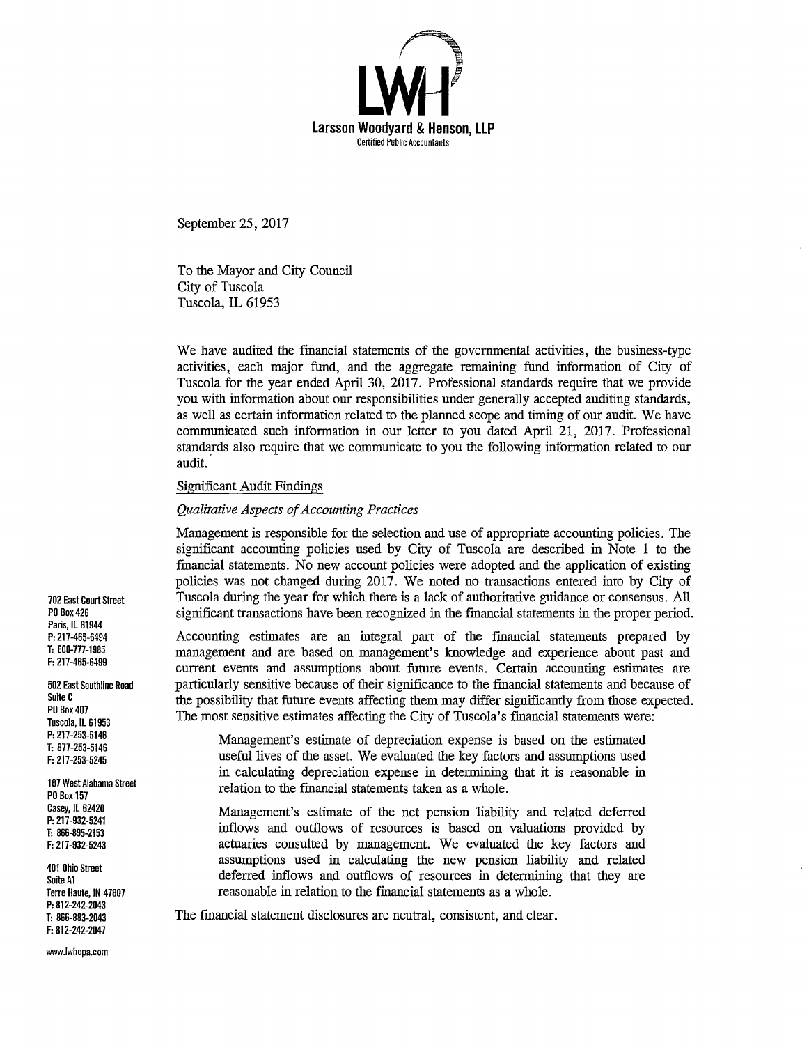# LWH

**Larsson Woodyard & Henson, LLP**
Certified Public Accountants

September 25, 2017

To the Mayor and City Council
City of Tuscola
Tuscola, IL 61953

We have audited the financial statements of the governmental activities, the business-type activities, each major fund, and the aggregate remaining fund information of City of Tuscola for the year ended April 30, 2017. Professional standards require that we provide you with information about our responsibilities under generally accepted auditing standards, as well as certain information related to the planned scope and timing of our audit. We have communicated such information in our letter to you dated April 21, 2017. Professional standards also require that we communicate to you the following information related to our audit.

Significant Audit Findings

*Qualitative Aspects of Accounting Practices*

Management is responsible for the selection and use of appropriate accounting policies. The significant accounting policies used by City of Tuscola are described in Note 1 to the financial statements. No new account policies were adopted and the application of existing policies was not changed during 2017. We noted no transactions entered into by City of Tuscola during the year for which there is a lack of authoritative guidance or consensus. All significant transactions have been recognized in the financial statements in the proper period.

Accounting estimates are an integral part of the financial statements prepared by management and are based on management's knowledge and experience about past and current events and assumptions about future events. Certain accounting estimates are particularly sensitive because of their significance to the financial statements and because of the possibility that future events affecting them may differ significantly from those expected. The most sensitive estimates affecting the City of Tuscola's financial statements were:

> Management's estimate of depreciation expense is based on the estimated useful lives of the asset. We evaluated the key factors and assumptions used in calculating depreciation expense in determining that it is reasonable in relation to the financial statements taken as a whole.
>
> Management's estimate of the net pension liability and related deferred inflows and outflows of resources is based on valuations provided by actuaries consulted by management. We evaluated the key factors and assumptions used in calculating the new pension liability and related deferred inflows and outflows of resources in determining that they are reasonable in relation to the financial statements as a whole.

The financial statement disclosures are neutral, consistent, and clear.

702 East Court Street
PO Box 426
Paris, IL 61944
P: 217-465-6494
T: 800-777-1985
F: 217-465-6499

502 East Southline Road
Suite C
PO Box 407
Tuscola, IL 61953
P: 217-253-5146
T: 877-253-5146
F: 217-253-5245

107 West Alabama Street
PO Box 157
Casey, IL 62420
P: 217-932-5241
T: 866-895-2153
F: 217-932-5243

401 Ohio Street
Suite A1
Terre Haute, IN 47807
P: 812-242-2043
T: 866-883-2043
F: 812-242-2047

www.lwhcpa.com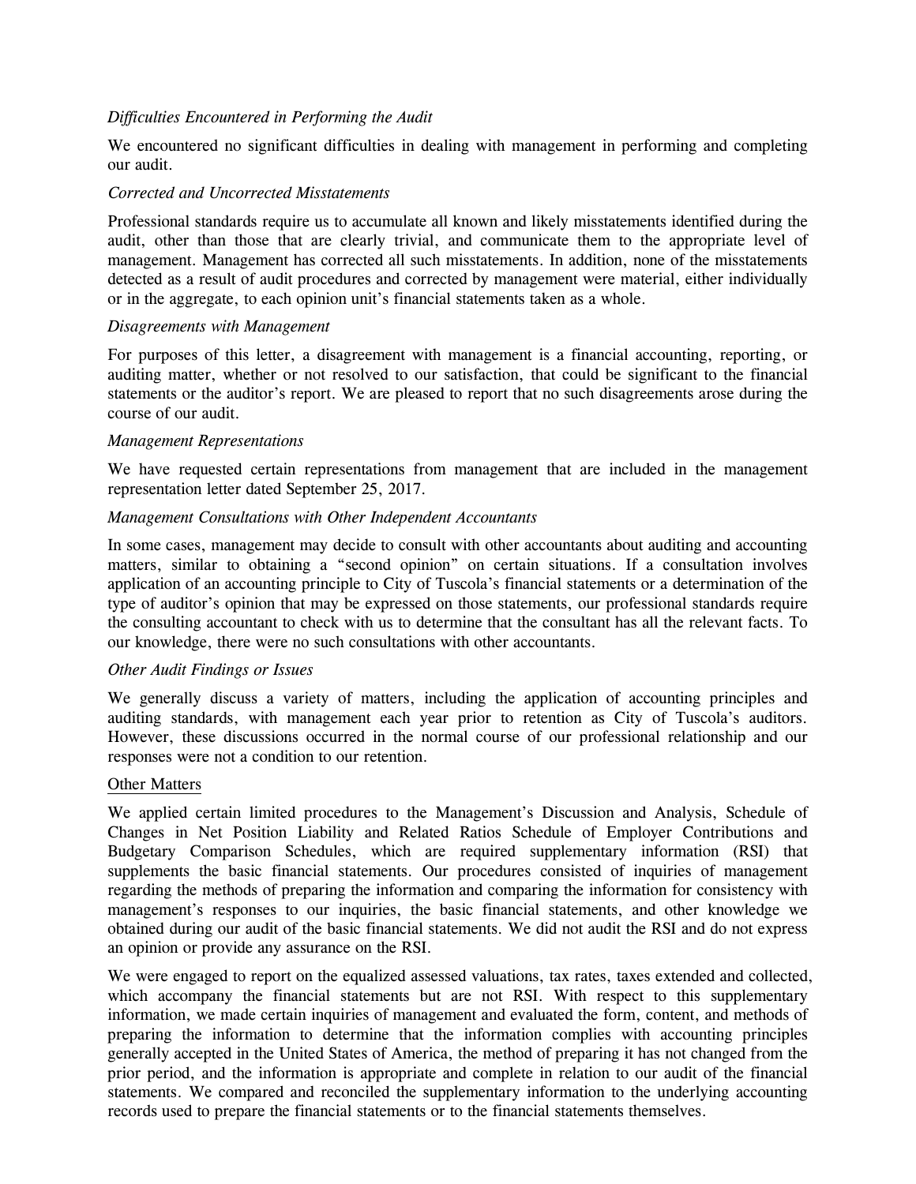*Difficulties Encountered in Performing the Audit*

We encountered no significant difficulties in dealing with management in performing and completing our audit.

*Corrected and Uncorrected Misstatements*

Professional standards require us to accumulate all known and likely misstatements identified during the audit, other than those that are clearly trivial, and communicate them to the appropriate level of management. Management has corrected all such misstatements. In addition, none of the misstatements detected as a result of audit procedures and corrected by management were material, either individually or in the aggregate, to each opinion unit's financial statements taken as a whole.

*Disagreements with Management*

For purposes of this letter, a disagreement with management is a financial accounting, reporting, or auditing matter, whether or not resolved to our satisfaction, that could be significant to the financial statements or the auditor's report. We are pleased to report that no such disagreements arose during the course of our audit.

*Management Representations*

We have requested certain representations from management that are included in the management representation letter dated September 25, 2017.

*Management Consultations with Other Independent Accountants*

In some cases, management may decide to consult with other accountants about auditing and accounting matters, similar to obtaining a "second opinion" on certain situations. If a consultation involves application of an accounting principle to City of Tuscola's financial statements or a determination of the type of auditor's opinion that may be expressed on those statements, our professional standards require the consulting accountant to check with us to determine that the consultant has all the relevant facts. To our knowledge, there were no such consultations with other accountants.

*Other Audit Findings or Issues*

We generally discuss a variety of matters, including the application of accounting principles and auditing standards, with management each year prior to retention as City of Tuscola's auditors. However, these discussions occurred in the normal course of our professional relationship and our responses were not a condition to our retention.

<u>Other Matters</u>

We applied certain limited procedures to the Management's Discussion and Analysis, Schedule of Changes in Net Position Liability and Related Ratios Schedule of Employer Contributions and Budgetary Comparison Schedules, which are required supplementary information (RSI) that supplements the basic financial statements. Our procedures consisted of inquiries of management regarding the methods of preparing the information and comparing the information for consistency with management's responses to our inquiries, the basic financial statements, and other knowledge we obtained during our audit of the basic financial statements. We did not audit the RSI and do not express an opinion or provide any assurance on the RSI.

We were engaged to report on the equalized assessed valuations, tax rates, taxes extended and collected, which accompany the financial statements but are not RSI. With respect to this supplementary information, we made certain inquiries of management and evaluated the form, content, and methods of preparing the information to determine that the information complies with accounting principles generally accepted in the United States of America, the method of preparing it has not changed from the prior period, and the information is appropriate and complete in relation to our audit of the financial statements. We compared and reconciled the supplementary information to the underlying accounting records used to prepare the financial statements or to the financial statements themselves.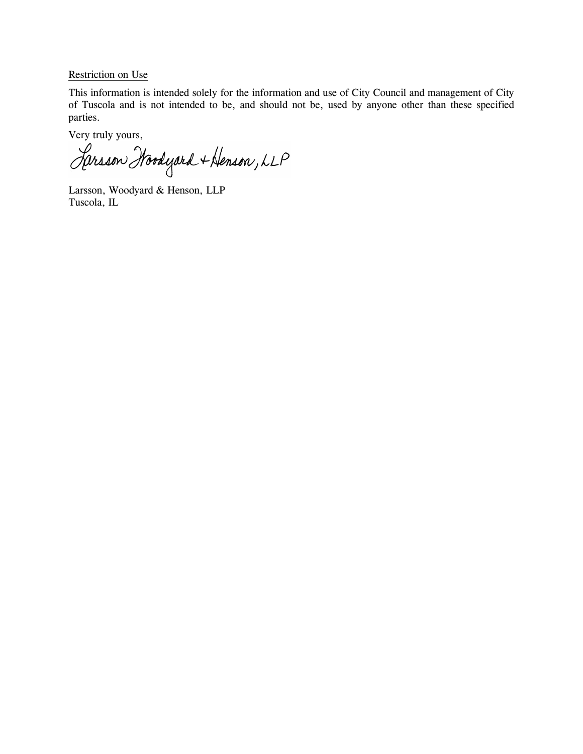<u>Restriction on Use</u>

This information is intended solely for the information and use of City Council and management of City of Tuscola and is not intended to be, and should not be, used by anyone other than these specified parties.

Very truly yours,

Larsson Woodyard + Henson, LLP

Larsson, Woodyard & Henson, LLP
Tuscola, IL